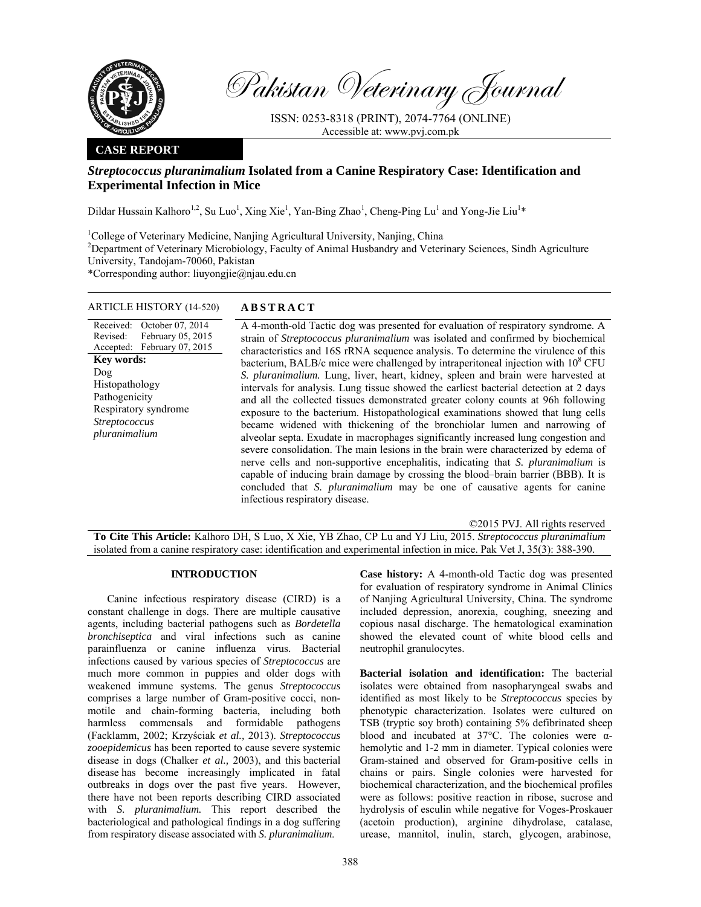# Pakistan Veterinary Journal

ISSN: 0253-8318 (PRINT), 2074-7764 (ONLINE)
Accessible at: www.pvj.com.pk

**CASE REPORT**

## *Streptococcus pluranimalium* Isolated from a Canine Respiratory Case: Identification and Experimental Infection in Mice

Dildar Hussain Kalhoro[1,2], Su Luo[1], Xing Xie[1], Yan-Bing Zhao[1], Cheng-Ping Lu[1] and Yong-Jie Liu[1]*

[1]College of Veterinary Medicine, Nanjing Agricultural University, Nanjing, China
[2]Department of Veterinary Microbiology, Faculty of Animal Husbandry and Veterinary Sciences, Sindh Agriculture University, Tandojam-70060, Pakistan
*Corresponding author: liuyongjie@njau.edu.cn

**ARTICLE HISTORY** (14-520)

Received: October 07, 2014
Revised: February 05, 2015
Accepted: February 07, 2015

**Key words:**
Dog
Histopathology
Pathogenicity
Respiratory syndrome
*Streptococcus pluranimalium*

**ABSTRACT**

A 4-month-old Tactic dog was presented for evaluation of respiratory syndrome. A strain of *Streptococcus pluranimalium* was isolated and confirmed by biochemical characteristics and 16S rRNA sequence analysis. To determine the virulence of this bacterium, BALB/c mice were challenged by intraperitoneal injection with $10^8$ CFU *S. pluranimalium.* Lung, liver, heart, kidney, spleen and brain were harvested at intervals for analysis. Lung tissue showed the earliest bacterial detection at 2 days and all the collected tissues demonstrated greater colony counts at 96h following exposure to the bacterium. Histopathological examinations showed that lung cells became widened with thickening of the bronchiolar lumen and narrowing of alveolar septa. Exudate in macrophages significantly increased lung congestion and severe consolidation. The main lesions in the brain were characterized by edema of nerve cells and non-supportive encephalitis, indicating that *S. pluranimalium* is capable of inducing brain damage by crossing the blood–brain barrier (BBB). It is concluded that *S. pluranimalium* may be one of causative agents for canine infectious respiratory disease.

©2015 PVJ. All rights reserved

**To Cite This Article:** Kalhoro DH, S Luo, X Xie, YB Zhao, CP Lu and YJ Liu, 2015. *Streptococcus pluranimalium* isolated from a canine respiratory case: identification and experimental infection in mice. Pak Vet J, 35(3): 388-390.

## INTRODUCTION

Canine infectious respiratory disease (CIRD) is a constant challenge in dogs. There are multiple causative agents, including bacterial pathogens such as *Bordetella bronchiseptica* and viral infections such as canine parainfluenza or canine influenza virus. Bacterial infections caused by various species of *Streptococcus* are much more common in puppies and older dogs with weakened immune systems. The genus *Streptococcus* comprises a large number of Gram-positive cocci, non-motile and chain-forming bacteria, including both harmless commensals and formidable pathogens (Facklamm, 2002; Krzyściak *et al.,* 2013). *Streptococcus zooepidemicus* has been reported to cause severe systemic disease in dogs (Chalker *et al.,* 2003), and this bacterial disease has become increasingly implicated in fatal outbreaks in dogs over the past five years. However, there have not been reports describing CIRD associated with *S. pluranimalium.* This report described the bacteriological and pathological findings in a dog suffering from respiratory disease associated with *S. pluranimalium.*

**Case history:** A 4-month-old Tactic dog was presented for evaluation of respiratory syndrome in Animal Clinics of Nanjing Agricultural University, China. The syndrome included depression, anorexia, coughing, sneezing and copious nasal discharge. The hematological examination showed the elevated count of white blood cells and neutrophil granulocytes.

**Bacterial isolation and identification:** The bacterial isolates were obtained from nasopharyngeal swabs and identified as most likely to be *Streptococcus* species by phenotypic characterization. Isolates were cultured on TSB (tryptic soy broth) containing 5% defibrinated sheep blood and incubated at 37°C. The colonies were α-hemolytic and 1-2 mm in diameter. Typical colonies were Gram-stained and observed for Gram-positive cells in chains or pairs. Single colonies were harvested for biochemical characterization, and the biochemical profiles were as follows: positive reaction in ribose, sucrose and hydrolysis of esculin while negative for Voges-Proskauer (acetoin production), arginine dihydrolase, catalase, urease, mannitol, inulin, starch, glycogen, arabinose,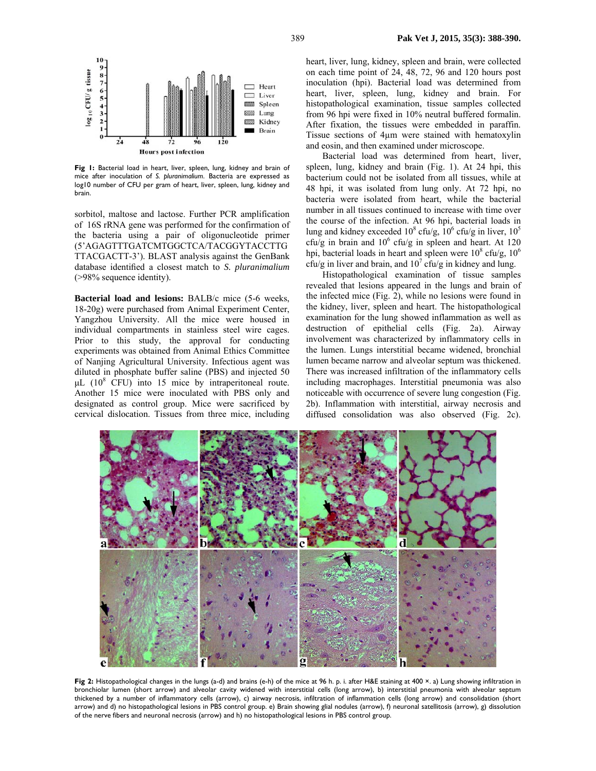Fig 1: Bacterial load in heart, liver, spleen, lung, kidney and brain of mice after inoculation of *S. pluranimalium*. Bacteria are expressed as log10 number of CFU per gram of heart, liver, spleen, lung, kidney and brain.

sorbitol, maltose and lactose. Further PCR amplification of 16S rRNA gene was performed for the confirmation of the bacteria using a pair of oligonucleotide primer (5'AGAGTTTGATCMTGGCTCA/TACGGYTACCTTG TTACGACTT-3'). BLAST analysis against the GenBank database identified a closest match to *S. pluranimalium* (>98% sequence identity).

**Bacterial load and lesions:** BALB/c mice (5-6 weeks, 18-20g) were purchased from Animal Experiment Center, Yangzhou University. All the mice were housed in individual compartments in stainless steel wire cages. Prior to this study, the approval for conducting experiments was obtained from Animal Ethics Committee of Nanjing Agricultural University. Infectious agent was diluted in phosphate buffer saline (PBS) and injected 50 μL ($10^8$ CFU) into 15 mice by intraperitoneal route. Another 15 mice were inoculated with PBS only and designated as control group. Mice were sacrificed by cervical dislocation. Tissues from three mice, including heart, liver, lung, kidney, spleen and brain, were collected on each time point of 24, 48, 72, 96 and 120 hours post inoculation (hpi). Bacterial load was determined from heart, liver, spleen, lung, kidney and brain. For histopathological examination, tissue samples collected from 96 hpi were fixed in 10% neutral buffered formalin. After fixation, the tissues were embedded in paraffin. Tissue sections of 4μm were stained with hematoxylin and eosin, and then examined under microscope.

Bacterial load was determined from heart, liver, spleen, lung, kidney and brain (Fig. 1). At 24 hpi, this bacterium could not be isolated from all tissues, while at 48 hpi, it was isolated from lung only. At 72 hpi, no bacteria were isolated from heart, while the bacterial number in all tissues continued to increase with time over the course of the infection. At 96 hpi, bacterial loads in lung and kidney exceeded $10^8$ cfu/g, $10^6$ cfu/g in liver, $10^5$ cfu/g in brain and $10^6$ cfu/g in spleen and heart. At 120 hpi, bacterial loads in heart and spleen were $10^8$ cfu/g, $10^6$ cfu/g in liver and brain, and $10^7$ cfu/g in kidney and lung.

Histopathological examination of tissue samples revealed that lesions appeared in the lungs and brain of the infected mice (Fig. 2), while no lesions were found in the kidney, liver, spleen and heart. The histopathological examination for the lung showed inflammation as well as destruction of epithelial cells (Fig. 2a). Airway involvement was characterized by inflammatory cells in the lumen. Lungs interstitial became widened, bronchial lumen became narrow and alveolar septum was thickened. There was increased infiltration of the inflammatory cells including macrophages. Interstitial pneumonia was also noticeable with occurrence of severe lung congestion (Fig. 2b). Inflammation with interstitial, airway necrosis and diffused consolidation was also observed (Fig. 2c).

Fig 2: Histopathological changes in the lungs (a-d) and brains (e-h) of the mice at 96 h. p. i. after H&E staining at 400 ×. a) Lung showing infiltration in bronchiolar lumen (short arrow) and alveolar cavity widened with interstitial cells (long arrow), b) interstitial pneumonia with alveolar septum thickened by a number of inflammatory cells (arrow), c) airway necrosis, infiltration of inflammation cells (long arrow) and consolidation (short arrow) and d) no histopathological lesions in PBS control group. e) Brain showing glial nodules (arrow), f) neuronal satellitosis (arrow), g) dissolution of the nerve fibers and neuronal necrosis (arrow) and h) no histopathological lesions in PBS control group.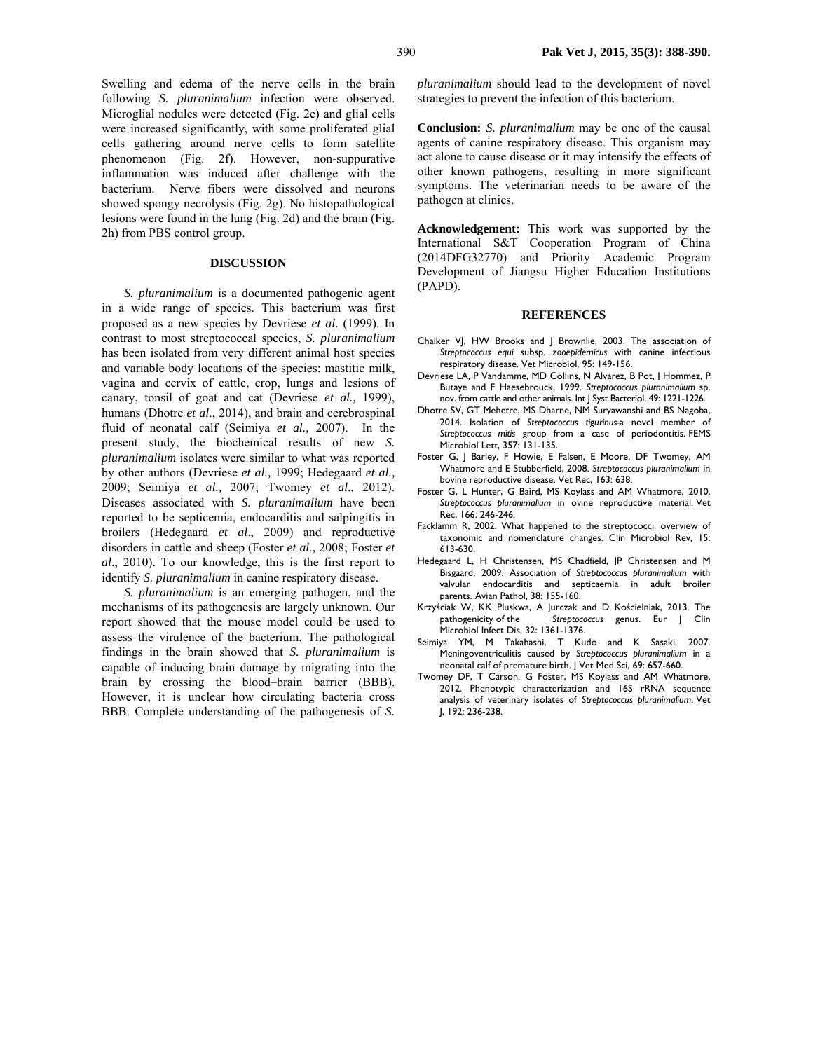Swelling and edema of the nerve cells in the brain following *S. pluranimalium* infection were observed. Microglial nodules were detected (Fig. 2e) and glial cells were increased significantly, with some proliferated glial cells gathering around nerve cells to form satellite phenomenon (Fig. 2f). However, non-suppurative inflammation was induced after challenge with the bacterium. Nerve fibers were dissolved and neurons showed spongy necrolysis (Fig. 2g). No histopathological lesions were found in the lung (Fig. 2d) and the brain (Fig. 2h) from PBS control group.

## DISCUSSION

*S. pluranimalium* is a documented pathogenic agent in a wide range of species. This bacterium was first proposed as a new species by Devriese *et al.* (1999). In contrast to most streptococcal species, *S. pluranimalium* has been isolated from very different animal host species and variable body locations of the species: mastitic milk, vagina and cervix of cattle, crop, lungs and lesions of canary, tonsil of goat and cat (Devriese *et al.,* 1999), humans (Dhotre *et al*., 2014), and brain and cerebrospinal fluid of neonatal calf (Seimiya *et al.,* 2007). In the present study, the biochemical results of new *S. pluranimalium* isolates were similar to what was reported by other authors (Devriese *et al.,* 1999; Hedegaard *et al.,* 2009; Seimiya *et al.,* 2007; Twomey *et al*., 2012). Diseases associated with *S. pluranimalium* have been reported to be septicemia, endocarditis and salpingitis in broilers (Hedegaard *et al*., 2009) and reproductive disorders in cattle and sheep (Foster *et al.,* 2008; Foster *et al*., 2010). To our knowledge, this is the first report to identify *S. pluranimalium* in canine respiratory disease.

*S. pluranimalium* is an emerging pathogen, and the mechanisms of its pathogenesis are largely unknown. Our report showed that the mouse model could be used to assess the virulence of the bacterium. The pathological findings in the brain showed that *S. pluranimalium* is capable of inducing brain damage by migrating into the brain by crossing the blood–brain barrier (BBB). However, it is unclear how circulating bacteria cross BBB. Complete understanding of the pathogenesis of *S. pluranimalium* should lead to the development of novel strategies to prevent the infection of this bacterium.

**Conclusion:** *S. pluranimalium* may be one of the causal agents of canine respiratory disease. This organism may act alone to cause disease or it may intensify the effects of other known pathogens, resulting in more significant symptoms. The veterinarian needs to be aware of the pathogen at clinics.

**Acknowledgement:** This work was supported by the International S&T Cooperation Program of China (2014DFG32770) and Priority Academic Program Development of Jiangsu Higher Education Institutions (PAPD).

## REFERENCES

Chalker VJ, HW Brooks and J Brownlie, 2003. The association of *Streptococcus equi* subsp. *zooepidemicus* with canine infectious respiratory disease. Vet Microbiol, 95: 149-156.

Devriese LA, P Vandamme, MD Collins, N Alvarez, B Pot, J Hommez, P Butaye and F Haesebrouck, 1999. *Streptococcus pluranimalium* sp. nov. from cattle and other animals. Int J Syst Bacteriol, 49: 1221-1226.

Dhotre SV, GT Mehetre, MS Dharne, NM Suryawanshi and BS Nagoba, 2014. Isolation of *Streptococcus tigurinus*-a novel member of *Streptococcus mitis* group from a case of periodontitis. FEMS Microbiol Lett, 357: 131-135.

Foster G, J Barley, F Howie, E Falsen, E Moore, DF Twomey, AM Whatmore and E Stubberfield, 2008. *Streptococcus pluranimalium* in bovine reproductive disease. Vet Rec, 163: 638.

Foster G, L Hunter, G Baird, MS Koylass and AM Whatmore, 2010. *Streptococcus pluranimalium* in ovine reproductive material. Vet Rec, 166: 246-246.

Facklamm R, 2002. What happened to the streptococci: overview of taxonomic and nomenclature changes. Clin Microbiol Rev, 15: 613-630.

Hedegaard L, H Christensen, MS Chadfield, JP Christensen and M Bisgaard, 2009. Association of *Streptococcus pluranimalium* with valvular endocarditis and septicaemia in adult broiler parents. Avian Pathol, 38: 155-160.

Krzyściak W, KK Pluskwa, A Jurczak and D Kościelniak, 2013. The pathogenicity of the *Streptococcus* genus. Eur J Clin Microbiol Infect Dis, 32: 1361-1376.

Seimiya YM, M Takahashi, T Kudo and K Sasaki, 2007. Meningoventriculitis caused by *Streptococcus pluranimalium* in a neonatal calf of premature birth. J Vet Med Sci, 69: 657-660.

Twomey DF, T Carson, G Foster, MS Koylass and AM Whatmore, 2012. Phenotypic characterization and 16S rRNA sequence analysis of veterinary isolates of *Streptococcus pluranimalium*. Vet J, 192: 236-238.